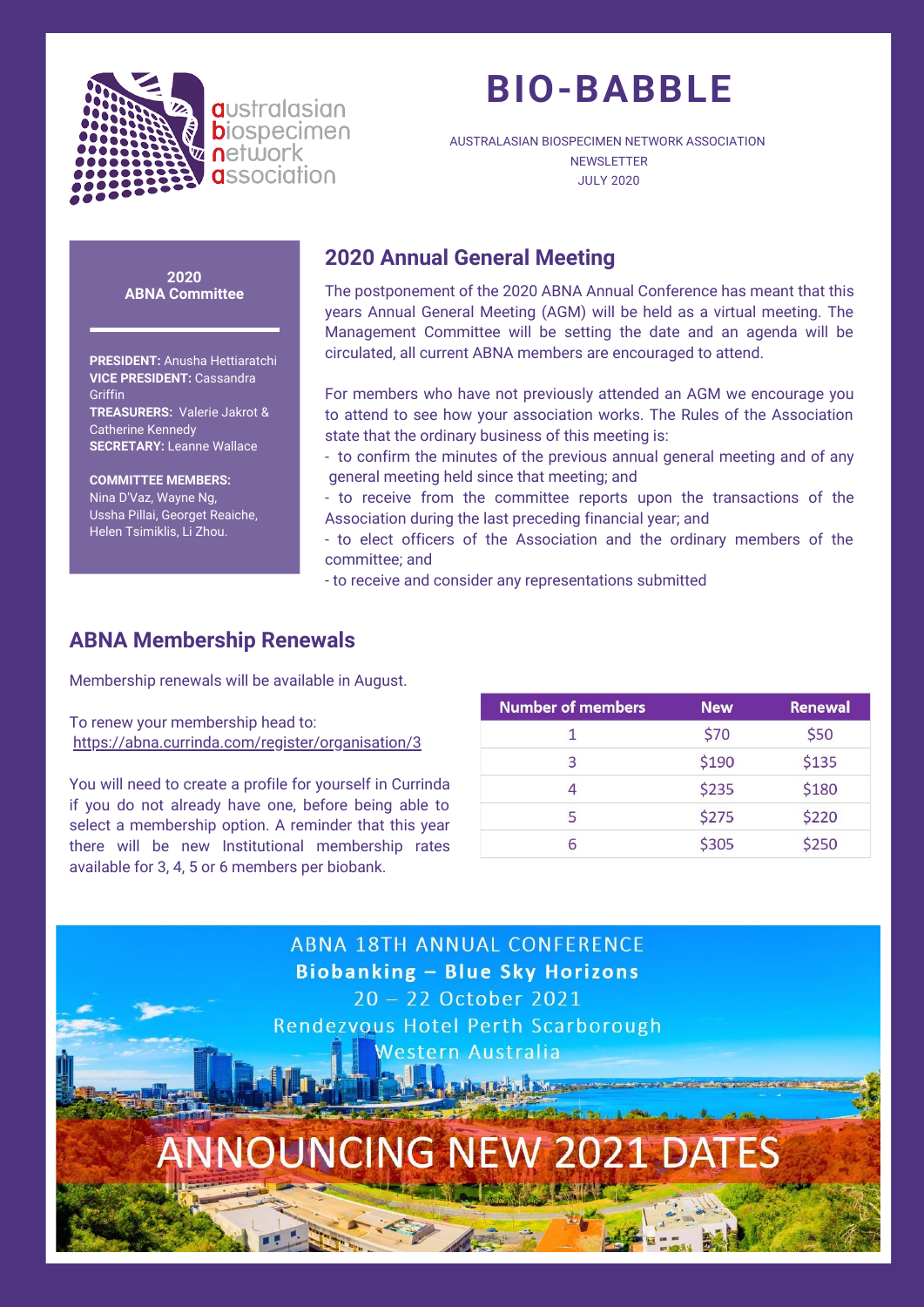# BIO-BABBLE

AUSTRALASIAN BIOSPECIMEN NETWORK ASSOCIATION
NEWSLETTER
JULY 2020

**2020**
**ABNA Committee**

**PRESIDENT:** Anusha Hettiaratchi
**VICE PRESIDENT:** Cassandra Griffin
**TREASURERS:** Valerie Jakrot & Catherine Kennedy
**SECRETARY:** Leanne Wallace

**COMMITTEE MEMBERS:**
Nina D'Vaz, Wayne Ng, Ussha Pillai, Georget Reaiche, Helen Tsimiklis, Li Zhou.

## 2020 Annual General Meeting

The postponement of the 2020 ABNA Annual Conference has meant that this years Annual General Meeting (AGM) will be held as a virtual meeting. The Management Committee will be setting the date and an agenda will be circulated, all current ABNA members are encouraged to attend.

For members who have not previously attended an AGM we encourage you to attend to see how your association works. The Rules of the Association state that the ordinary business of this meeting is:

- to confirm the minutes of the previous annual general meeting and of any general meeting held since that meeting; and
- to receive from the committee reports upon the transactions of the Association during the last preceding financial year; and
- to elect officers of the Association and the ordinary members of the committee; and
- to receive and consider any representations submitted

## ABNA Membership Renewals

Membership renewals will be available in August.

To renew your membership head to:
https://abna.currinda.com/register/organisation/3

You will need to create a profile for yourself in Currinda if you do not already have one, before being able to select a membership option. A reminder that this year there will be new Institutional membership rates available for 3, 4, 5 or 6 members per biobank.

| Number of members | New | Renewal |
|---|---|---|
| 1 | $70 | $50 |
| 3 | $190 | $135 |
| 4 | $235 | $180 |
| 5 | $275 | $220 |
| 6 | $305 | $250 |

ABNA 18TH ANNUAL CONFERENCE
**Biobanking – Blue Sky Horizons**
20 – 22 October 2021
Rendezvous Hotel Perth Scarborough
Western Australia

ANNOUNCING NEW 2021 DATES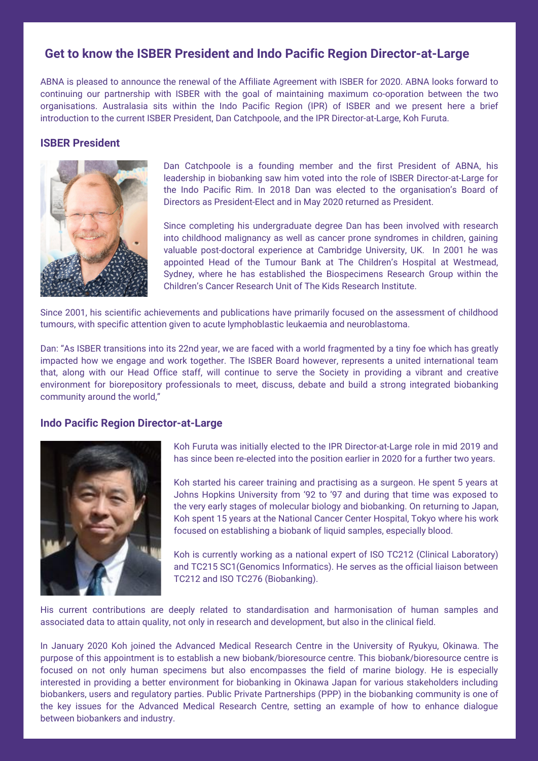## Get to know the ISBER President and Indo Pacific Region Director-at-Large

ABNA is pleased to announce the renewal of the Affiliate Agreement with ISBER for 2020. ABNA looks forward to continuing our partnership with ISBER with the goal of maintaining maximum co-oporation between the two organisations. Australasia sits within the Indo Pacific Region (IPR) of ISBER and we present here a brief introduction to the current ISBER President, Dan Catchpoole, and the IPR Director-at-Large, Koh Furuta.

### ISBER President

Dan Catchpoole is a founding member and the first President of ABNA, his leadership in biobanking saw him voted into the role of ISBER Director-at-Large for the Indo Pacific Rim. In 2018 Dan was elected to the organisation's Board of Directors as President-Elect and in May 2020 returned as President.

Since completing his undergraduate degree Dan has been involved with research into childhood malignancy as well as cancer prone syndromes in children, gaining valuable post-doctoral experience at Cambridge University, UK. In 2001 he was appointed Head of the Tumour Bank at The Children's Hospital at Westmead, Sydney, where he has established the Biospecimens Research Group within the Children's Cancer Research Unit of The Kids Research Institute.

Since 2001, his scientific achievements and publications have primarily focused on the assessment of childhood tumours, with specific attention given to acute lymphoblastic leukaemia and neuroblastoma.

Dan: "As ISBER transitions into its 22nd year, we are faced with a world fragmented by a tiny foe which has greatly impacted how we engage and work together. The ISBER Board however, represents a united international team that, along with our Head Office staff, will continue to serve the Society in providing a vibrant and creative environment for biorepository professionals to meet, discuss, debate and build a strong integrated biobanking community around the world,"

### Indo Pacific Region Director-at-Large

Koh Furuta was initially elected to the IPR Director-at-Large role in mid 2019 and has since been re-elected into the position earlier in 2020 for a further two years.

Koh started his career training and practising as a surgeon. He spent 5 years at Johns Hopkins University from '92 to '97 and during that time was exposed to the very early stages of molecular biology and biobanking. On returning to Japan, Koh spent 15 years at the National Cancer Center Hospital, Tokyo where his work focused on establishing a biobank of liquid samples, especially blood.

Koh is currently working as a national expert of ISO TC212 (Clinical Laboratory) and TC215 SC1(Genomics Informatics). He serves as the official liaison between TC212 and ISO TC276 (Biobanking).

His current contributions are deeply related to standardisation and harmonisation of human samples and associated data to attain quality, not only in research and development, but also in the clinical field.

In January 2020 Koh joined the Advanced Medical Research Centre in the University of Ryukyu, Okinawa. The purpose of this appointment is to establish a new biobank/bioresource centre. This biobank/bioresource centre is focused on not only human specimens but also encompasses the field of marine biology. He is especially interested in providing a better environment for biobanking in Okinawa Japan for various stakeholders including biobankers, users and regulatory parties. Public Private Partnerships (PPP) in the biobanking community is one of the key issues for the Advanced Medical Research Centre, setting an example of how to enhance dialogue between biobankers and industry.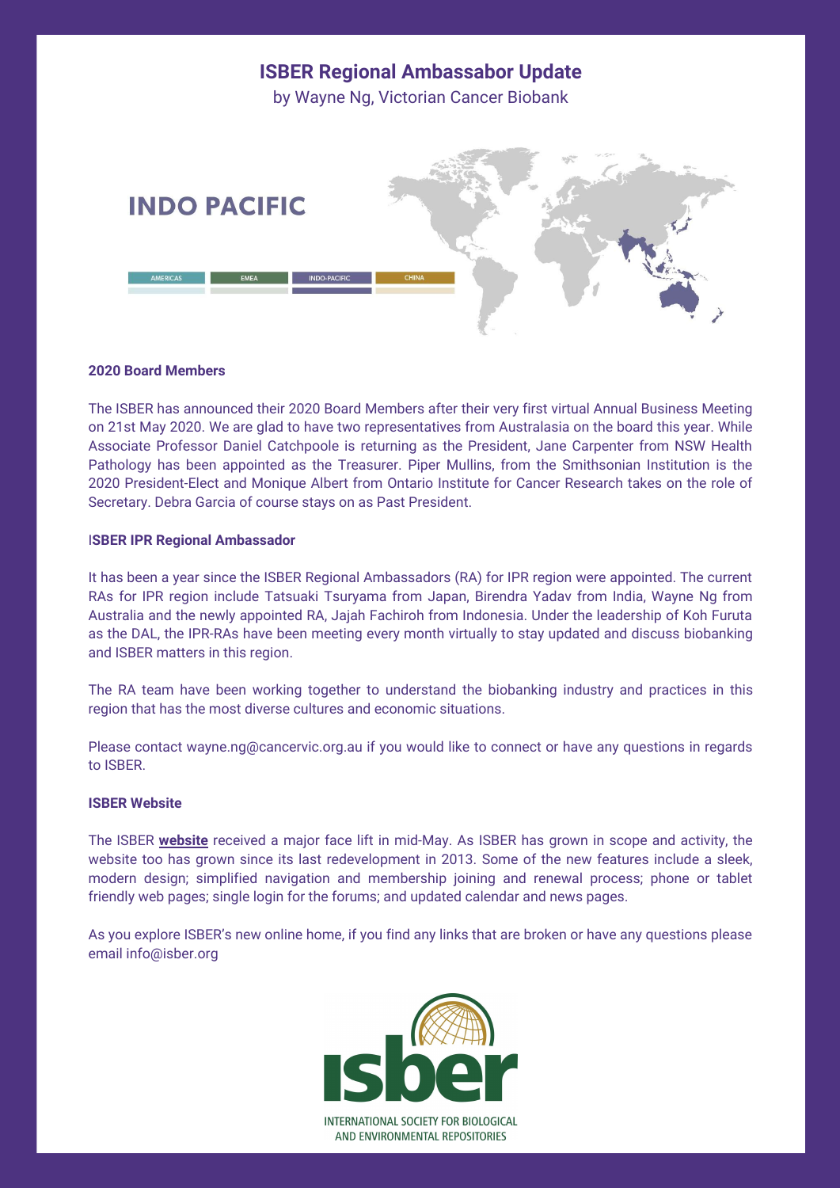# ISBER Regional Ambassabor Update

by Wayne Ng, Victorian Cancer Biobank

INDO PACIFIC

AMERICAS | EMEA | INDO-PACIFIC | CHINA

### 2020 Board Members

The ISBER has announced their 2020 Board Members after their very first virtual Annual Business Meeting on 21st May 2020. We are glad to have two representatives from Australasia on the board this year. While Associate Professor Daniel Catchpoole is returning as the President, Jane Carpenter from NSW Health Pathology has been appointed as the Treasurer. Piper Mullins, from the Smithsonian Institution is the 2020 President-Elect and Monique Albert from Ontario Institute for Cancer Research takes on the role of Secretary. Debra Garcia of course stays on as Past President.

### ISBER IPR Regional Ambassador

It has been a year since the ISBER Regional Ambassadors (RA) for IPR region were appointed. The current RAs for IPR region include Tatsuaki Tsuryama from Japan, Birendra Yadav from India, Wayne Ng from Australia and the newly appointed RA, Jajah Fachiroh from Indonesia. Under the leadership of Koh Furuta as the DAL, the IPR-RAs have been meeting every month virtually to stay updated and discuss biobanking and ISBER matters in this region.

The RA team have been working together to understand the biobanking industry and practices in this region that has the most diverse cultures and economic situations.

Please contact wayne.ng@cancervic.org.au if you would like to connect or have any questions in regards to ISBER.

### ISBER Website

The ISBER **website** received a major face lift in mid-May. As ISBER has grown in scope and activity, the website too has grown since its last redevelopment in 2013. Some of the new features include a sleek, modern design; simplified navigation and membership joining and renewal process; phone or tablet friendly web pages; single login for the forums; and updated calendar and news pages.

As you explore ISBER's new online home, if you find any links that are broken or have any questions please email info@isber.org

isber

INTERNATIONAL SOCIETY FOR BIOLOGICAL AND ENVIRONMENTAL REPOSITORIES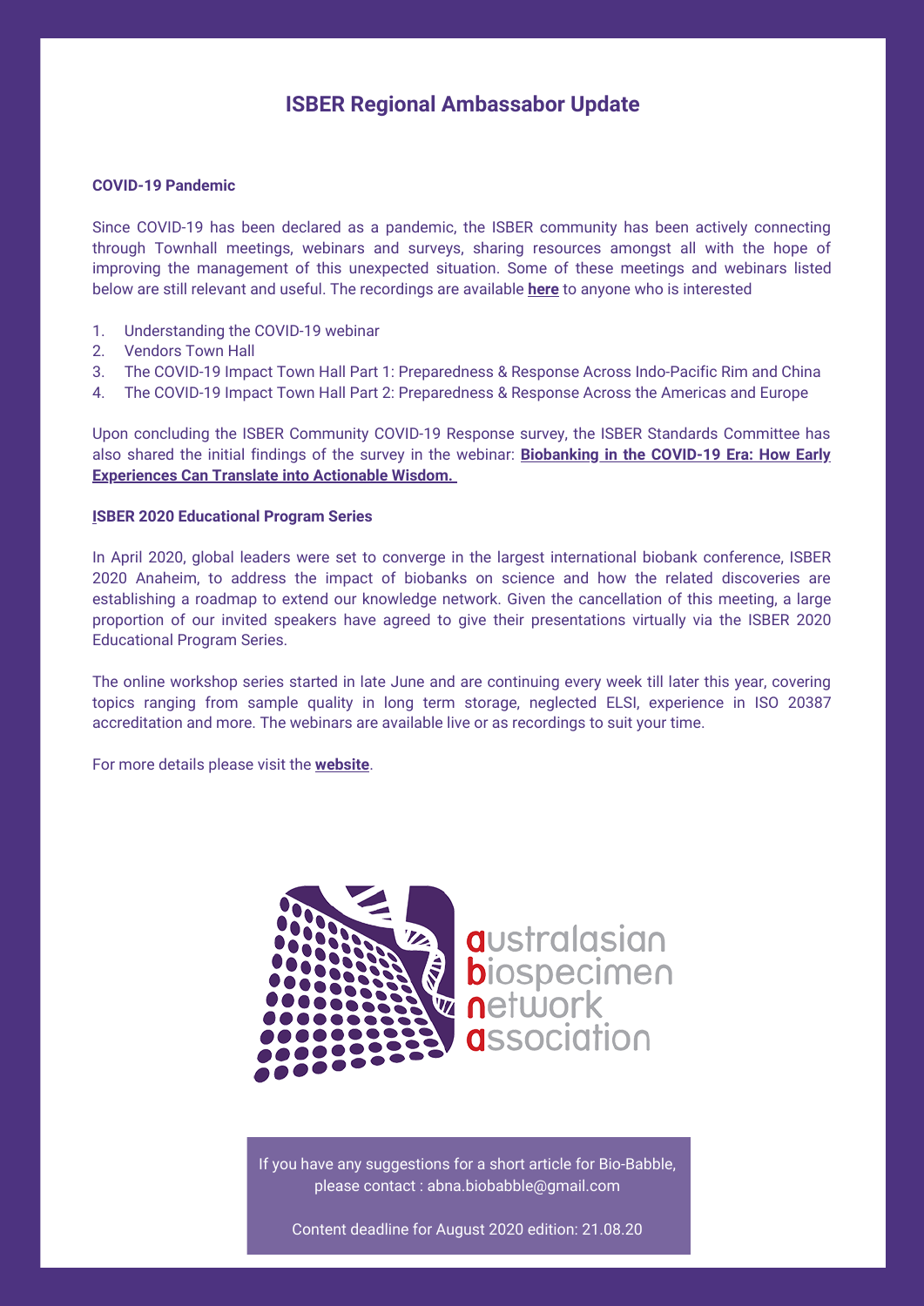# ISBER Regional Ambassabor Update

**COVID-19 Pandemic**

Since COVID-19 has been declared as a pandemic, the ISBER community has been actively connecting through Townhall meetings, webinars and surveys, sharing resources amongst all with the hope of improving the management of this unexpected situation. Some of these meetings and webinars listed below are still relevant and useful. The recordings are available **here** to anyone who is interested

1. Understanding the COVID-19 webinar
2. Vendors Town Hall
3. The COVID-19 Impact Town Hall Part 1: Preparedness & Response Across Indo-Pacific Rim and China
4. The COVID-19 Impact Town Hall Part 2: Preparedness & Response Across the Americas and Europe

Upon concluding the ISBER Community COVID-19 Response survey, the ISBER Standards Committee has also shared the initial findings of the survey in the webinar: **Biobanking in the COVID-19 Era: How Early Experiences Can Translate into Actionable Wisdom.**

**ISBER 2020 Educational Program Series**

In April 2020, global leaders were set to converge in the largest international biobank conference, ISBER 2020 Anaheim, to address the impact of biobanks on science and how the related discoveries are establishing a roadmap to extend our knowledge network. Given the cancellation of this meeting, a large proportion of our invited speakers have agreed to give their presentations virtually via the ISBER 2020 Educational Program Series.

The online workshop series started in late June and are continuing every week till later this year, covering topics ranging from sample quality in long term storage, neglected ELSI, experience in ISO 20387 accreditation and more. The webinars are available live or as recordings to suit your time.

For more details please visit the **website**.

australasian biospecimen network association

If you have any suggestions for a short article for Bio-Babble, please contact : abna.biobabble@gmail.com

Content deadline for August 2020 edition: 21.08.20